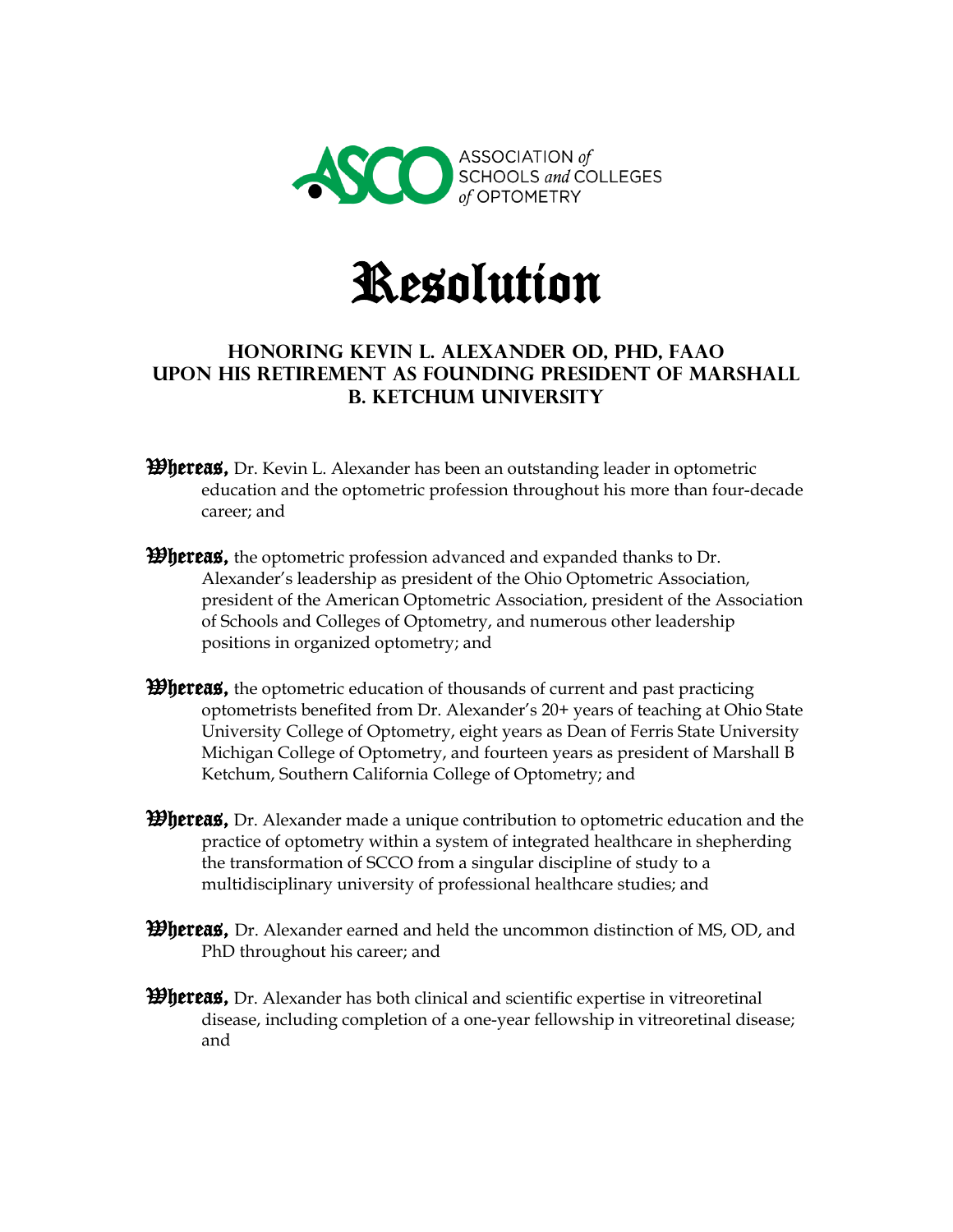ASSOCIATION *of* SCHOOLS *and* COLLEGES *of* OPTOMETRY

# Resolution

## HONORING KEVIN L. ALEXANDER OD, PHD, FAAO UPON HIS RETIREMENT AS FOUNDING PRESIDENT OF MARSHALL B. KETCHUM UNIVERSITY

**Whereas,** Dr. Kevin L. Alexander has been an outstanding leader in optometric education and the optometric profession throughout his more than four-decade career; and

**Whereas,** the optometric profession advanced and expanded thanks to Dr. Alexander's leadership as president of the Ohio Optometric Association, president of the American Optometric Association, president of the Association of Schools and Colleges of Optometry, and numerous other leadership positions in organized optometry; and

**Whereas,** the optometric education of thousands of current and past practicing optometrists benefited from Dr. Alexander's 20+ years of teaching at Ohio State University College of Optometry, eight years as Dean of Ferris State University Michigan College of Optometry, and fourteen years as president of Marshall B Ketchum, Southern California College of Optometry; and

**Whereas,** Dr. Alexander made a unique contribution to optometric education and the practice of optometry within a system of integrated healthcare in shepherding the transformation of SCCO from a singular discipline of study to a multidisciplinary university of professional healthcare studies; and

**Whereas,** Dr. Alexander earned and held the uncommon distinction of MS, OD, and PhD throughout his career; and

**Whereas,** Dr. Alexander has both clinical and scientific expertise in vitreoretinal disease, including completion of a one-year fellowship in vitreoretinal disease; and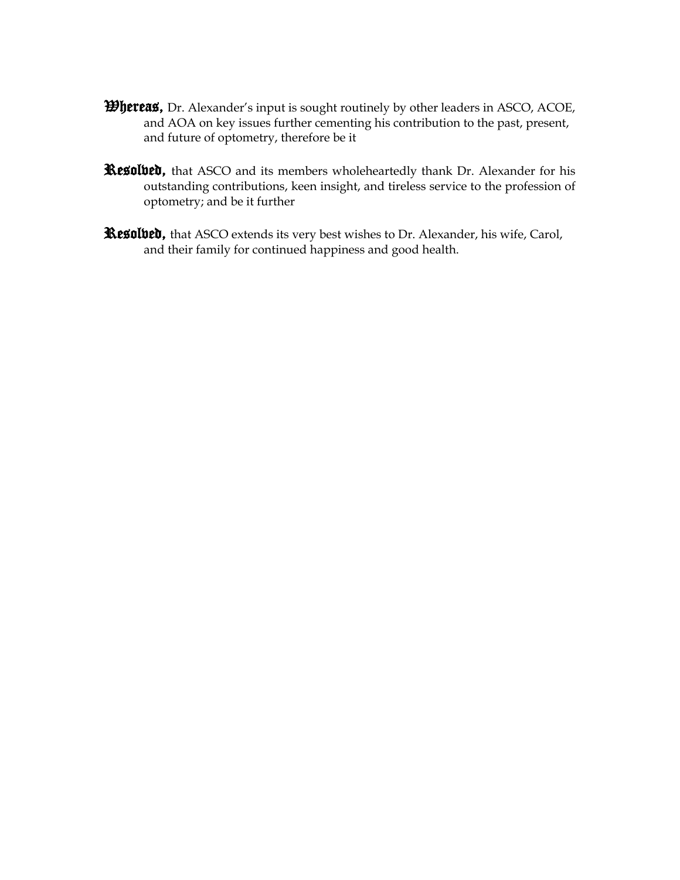**Whereas,** Dr. Alexander's input is sought routinely by other leaders in ASCO, ACOE, and AOA on key issues further cementing his contribution to the past, present, and future of optometry, therefore be it

**Resolved,** that ASCO and its members wholeheartedly thank Dr. Alexander for his outstanding contributions, keen insight, and tireless service to the profession of optometry; and be it further

**Resolved,** that ASCO extends its very best wishes to Dr. Alexander, his wife, Carol, and their family for continued happiness and good health.